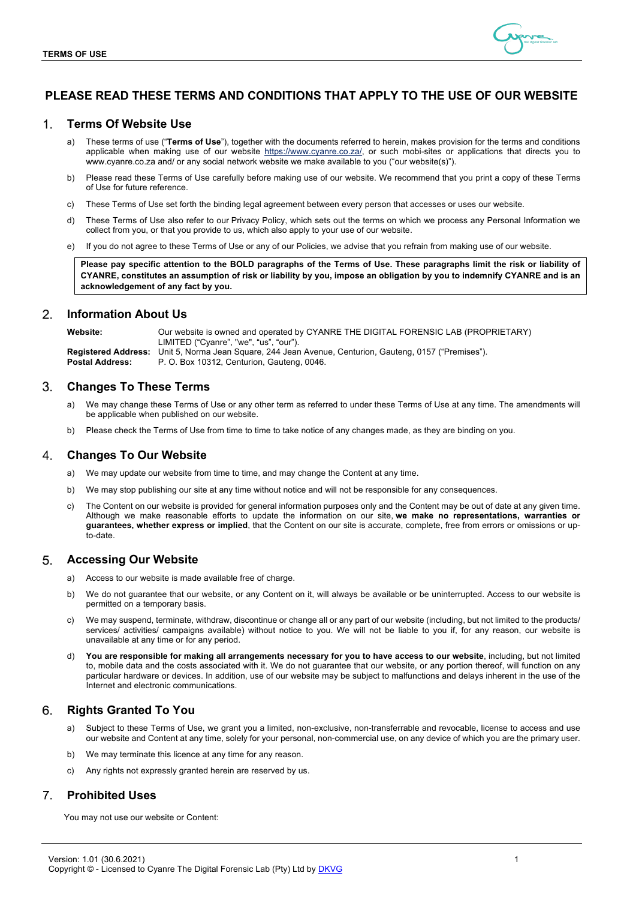# PLEASE READ THESE TERMS AND CONDITIONS THAT APPLY TO THE USE OF OUR WEBSITE

## 1. Terms Of Website Use

a) These terms of use ("**Terms of Use**"), together with the documents referred to herein, makes provision for the terms and conditions applicable when making use of our website https://www.cyanre.co.za/, or such mobi-sites or applications that directs you to www.cyanre.co.za and/ or any social network website we make available to you ("our website(s)").

b) Please read these Terms of Use carefully before making use of our website. We recommend that you print a copy of these Terms of Use for future reference.

c) These Terms of Use set forth the binding legal agreement between every person that accesses or uses our website.

d) These Terms of Use also refer to our Privacy Policy, which sets out the terms on which we process any Personal Information we collect from you, or that you provide to us, which also apply to your use of our website.

e) If you do not agree to these Terms of Use or any of our Policies, we advise that you refrain from making use of our website.

**Please pay specific attention to the BOLD paragraphs of the Terms of Use. These paragraphs limit the risk or liability of CYANRE, constitutes an assumption of risk or liability by you, impose an obligation by you to indemnify CYANRE and is an acknowledgement of any fact by you.**

## 2. Information About Us

**Website:** Our website is owned and operated by CYANRE THE DIGITAL FORENSIC LAB (PROPRIETARY) LIMITED ("Cyanre", "we", "us", "our").

**Registered Address:** Unit 5, Norma Jean Square, 244 Jean Avenue, Centurion, Gauteng, 0157 ("Premises").

**Postal Address:** P. O. Box 10312, Centurion, Gauteng, 0046.

## 3. Changes To These Terms

a) We may change these Terms of Use or any other term as referred to under these Terms of Use at any time. The amendments will be applicable when published on our website.

b) Please check the Terms of Use from time to time to take notice of any changes made, as they are binding on you.

## 4. Changes To Our Website

a) We may update our website from time to time, and may change the Content at any time.

b) We may stop publishing our site at any time without notice and will not be responsible for any consequences.

c) The Content on our website is provided for general information purposes only and the Content may be out of date at any given time. Although we make reasonable efforts to update the information on our site, **we make no representations, warranties or guarantees, whether express or implied**, that the Content on our site is accurate, complete, free from errors or omissions or up-to-date.

## 5. Accessing Our Website

a) Access to our website is made available free of charge.

b) We do not guarantee that our website, or any Content on it, will always be available or be uninterrupted. Access to our website is permitted on a temporary basis.

c) We may suspend, terminate, withdraw, discontinue or change all or any part of our website (including, but not limited to the products/ services/ activities/ campaigns available) without notice to you. We will not be liable to you if, for any reason, our website is unavailable at any time or for any period.

d) **You are responsible for making all arrangements necessary for you to have access to our website**, including, but not limited to, mobile data and the costs associated with it. We do not guarantee that our website, or any portion thereof, will function on any particular hardware or devices. In addition, use of our website may be subject to malfunctions and delays inherent in the use of the Internet and electronic communications.

## 6. Rights Granted To You

a) Subject to these Terms of Use, we grant you a limited, non-exclusive, non-transferrable and revocable, license to access and use our website and Content at any time, solely for your personal, non-commercial use, on any device of which you are the primary user.

b) We may terminate this licence at any time for any reason.

c) Any rights not expressly granted herein are reserved by us.

## 7. Prohibited Uses

You may not use our website or Content: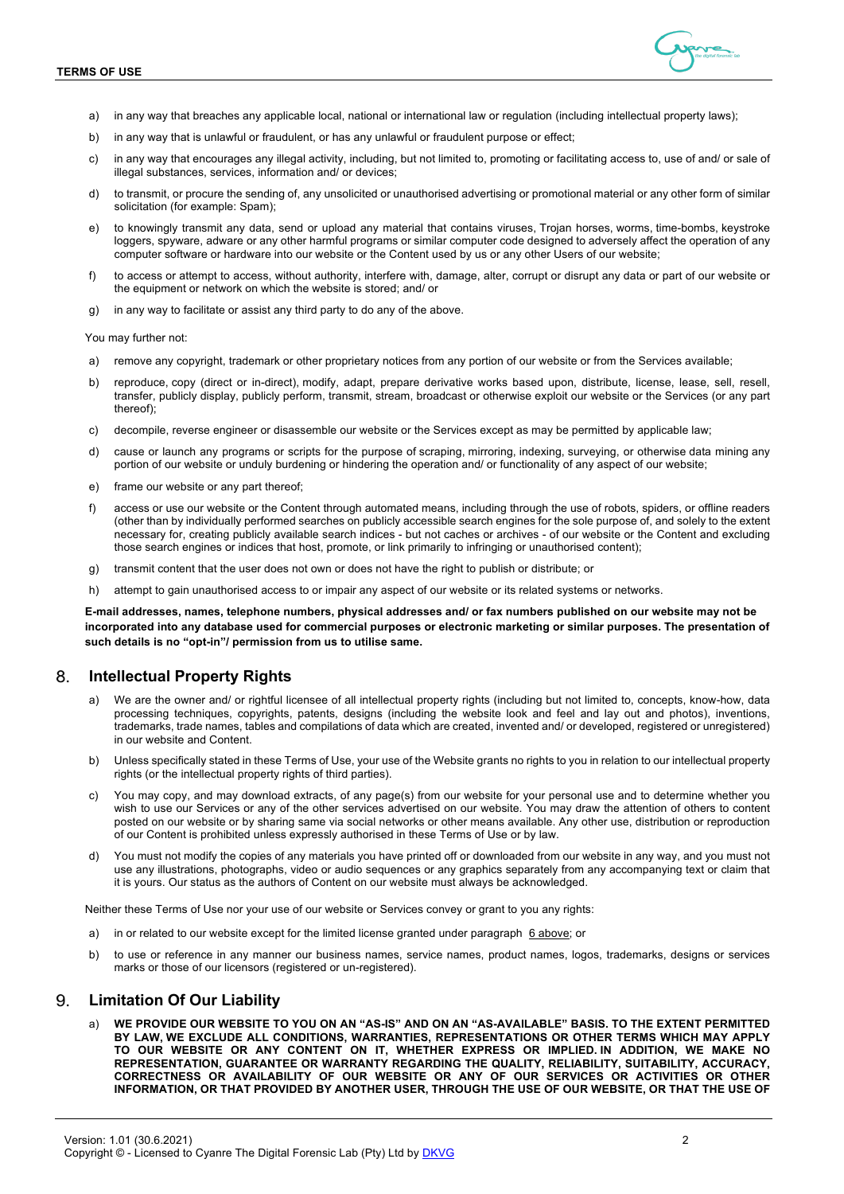a) in any way that breaches any applicable local, national or international law or regulation (including intellectual property laws);

b) in any way that is unlawful or fraudulent, or has any unlawful or fraudulent purpose or effect;

c) in any way that encourages any illegal activity, including, but not limited to, promoting or facilitating access to, use of and/ or sale of illegal substances, services, information and/ or devices;

d) to transmit, or procure the sending of, any unsolicited or unauthorised advertising or promotional material or any other form of similar solicitation (for example: Spam);

e) to knowingly transmit any data, send or upload any material that contains viruses, Trojan horses, worms, time-bombs, keystroke loggers, spyware, adware or any other harmful programs or similar computer code designed to adversely affect the operation of any computer software or hardware into our website or the Content used by us or any other Users of our website;

f) to access or attempt to access, without authority, interfere with, damage, alter, corrupt or disrupt any data or part of our website or the equipment or network on which the website is stored; and/ or

g) in any way to facilitate or assist any third party to do any of the above.

You may further not:

a) remove any copyright, trademark or other proprietary notices from any portion of our website or from the Services available;

b) reproduce, copy (direct or in-direct), modify, adapt, prepare derivative works based upon, distribute, license, lease, sell, resell, transfer, publicly display, publicly perform, transmit, stream, broadcast or otherwise exploit our website or the Services (or any part thereof);

c) decompile, reverse engineer or disassemble our website or the Services except as may be permitted by applicable law;

d) cause or launch any programs or scripts for the purpose of scraping, mirroring, indexing, surveying, or otherwise data mining any portion of our website or unduly burdening or hindering the operation and/ or functionality of any aspect of our website;

e) frame our website or any part thereof;

f) access or use our website or the Content through automated means, including through the use of robots, spiders, or offline readers (other than by individually performed searches on publicly accessible search engines for the sole purpose of, and solely to the extent necessary for, creating publicly available search indices - but not caches or archives - of our website or the Content and excluding those search engines or indices that host, promote, or link primarily to infringing or unauthorised content);

g) transmit content that the user does not own or does not have the right to publish or distribute; or

h) attempt to gain unauthorised access to or impair any aspect of our website or its related systems or networks.

**E-mail addresses, names, telephone numbers, physical addresses and/ or fax numbers published on our website may not be incorporated into any database used for commercial purposes or electronic marketing or similar purposes. The presentation of such details is no "opt-in"/ permission from us to utilise same.**

## 8. Intellectual Property Rights

a) We are the owner and/ or rightful licensee of all intellectual property rights (including but not limited to, concepts, know-how, data processing techniques, copyrights, patents, designs (including the website look and feel and lay out and photos), inventions, trademarks, trade names, tables and compilations of data which are created, invented and/ or developed, registered or unregistered) in our website and Content.

b) Unless specifically stated in these Terms of Use, your use of the Website grants no rights to you in relation to our intellectual property rights (or the intellectual property rights of third parties).

c) You may copy, and may download extracts, of any page(s) from our website for your personal use and to determine whether you wish to use our Services or any of the other services advertised on our website. You may draw the attention of others to content posted on our website or by sharing same via social networks or other means available. Any other use, distribution or reproduction of our Content is prohibited unless expressly authorised in these Terms of Use or by law.

d) You must not modify the copies of any materials you have printed off or downloaded from our website in any way, and you must not use any illustrations, photographs, video or audio sequences or any graphics separately from any accompanying text or claim that it is yours. Our status as the authors of Content on our website must always be acknowledged.

Neither these Terms of Use nor your use of our website or Services convey or grant to you any rights:

a) in or related to our website except for the limited license granted under paragraph 6 above; or

b) to use or reference in any manner our business names, service names, product names, logos, trademarks, designs or services marks or those of our licensors (registered or un-registered).

## 9. Limitation Of Our Liability

a) **WE PROVIDE OUR WEBSITE TO YOU ON AN "AS-IS" AND ON AN "AS-AVAILABLE" BASIS. TO THE EXTENT PERMITTED BY LAW, WE EXCLUDE ALL CONDITIONS, WARRANTIES, REPRESENTATIONS OR OTHER TERMS WHICH MAY APPLY TO OUR WEBSITE OR ANY CONTENT ON IT, WHETHER EXPRESS OR IMPLIED. IN ADDITION, WE MAKE NO REPRESENTATION, GUARANTEE OR WARRANTY REGARDING THE QUALITY, RELIABILITY, SUITABILITY, ACCURACY, CORRECTNESS OR AVAILABILITY OF OUR WEBSITE OR ANY OF OUR SERVICES OR ACTIVITIES OR OTHER INFORMATION, OR THAT PROVIDED BY ANOTHER USER, THROUGH THE USE OF OUR WEBSITE, OR THAT THE USE OF**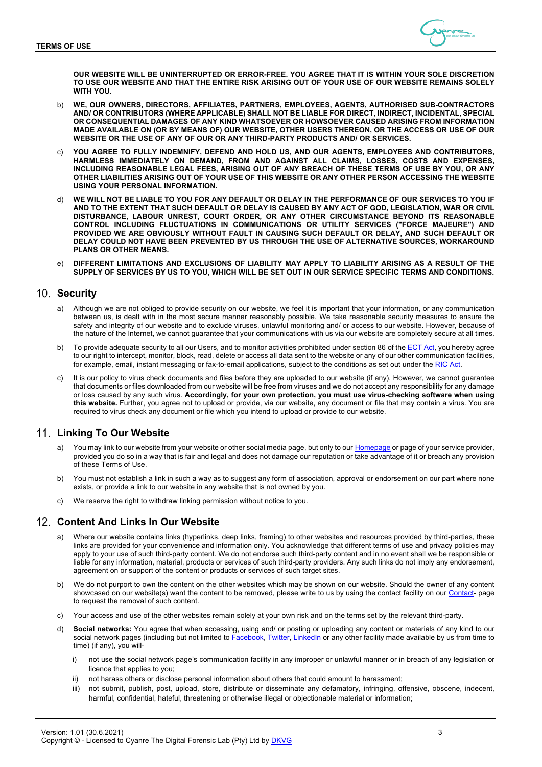**OUR WEBSITE WILL BE UNINTERRUPTED OR ERROR-FREE. YOU AGREE THAT IT IS WITHIN YOUR SOLE DISCRETION TO USE OUR WEBSITE AND THAT THE ENTIRE RISK ARISING OUT OF YOUR USE OF OUR WEBSITE REMAINS SOLELY WITH YOU.**

b) **WE, OUR OWNERS, DIRECTORS, AFFILIATES, PARTNERS, EMPLOYEES, AGENTS, AUTHORISED SUB-CONTRACTORS AND/ OR CONTRIBUTORS (WHERE APPLICABLE) SHALL NOT BE LIABLE FOR DIRECT, INDIRECT, INCIDENTAL, SPECIAL OR CONSEQUENTIAL DAMAGES OF ANY KIND WHATSOEVER OR HOWSOEVER CAUSED ARISING FROM INFORMATION MADE AVAILABLE ON (OR BY MEANS OF) OUR WEBSITE, OTHER USERS THEREON, OR THE ACCESS OR USE OF OUR WEBSITE OR THE USE OF ANY OF OUR OR ANY THIRD-PARTY PRODUCTS AND/ OR SERVICES.**

c) **YOU AGREE TO FULLY INDEMNIFY, DEFEND AND HOLD US, AND OUR AGENTS, EMPLOYEES AND CONTRIBUTORS, HARMLESS IMMEDIATELY ON DEMAND, FROM AND AGAINST ALL CLAIMS, LOSSES, COSTS AND EXPENSES, INCLUDING REASONABLE LEGAL FEES, ARISING OUT OF ANY BREACH OF THESE TERMS OF USE BY YOU, OR ANY OTHER LIABILITIES ARISING OUT OF YOUR USE OF THIS WEBSITE OR ANY OTHER PERSON ACCESSING THE WEBSITE USING YOUR PERSONAL INFORMATION.**

d) **WE WILL NOT BE LIABLE TO YOU FOR ANY DEFAULT OR DELAY IN THE PERFORMANCE OF OUR SERVICES TO YOU IF AND TO THE EXTENT THAT SUCH DEFAULT OR DELAY IS CAUSED BY ANY ACT OF GOD, LEGISLATION, WAR OR CIVIL DISTURBANCE, LABOUR UNREST, COURT ORDER, OR ANY OTHER CIRCUMSTANCE BEYOND ITS REASONABLE CONTROL INCLUDING FLUCTUATIONS IN COMMUNICATIONS OR UTILITY SERVICES ("FORCE MAJEURE") AND PROVIDED WE ARE OBVIOUSLY WITHOUT FAULT IN CAUSING SUCH DEFAULT OR DELAY, AND SUCH DEFAULT OR DELAY COULD NOT HAVE BEEN PREVENTED BY US THROUGH THE USE OF ALTERNATIVE SOURCES, WORKAROUND PLANS OR OTHER MEANS.**

e) **DIFFERENT LIMITATIONS AND EXCLUSIONS OF LIABILITY MAY APPLY TO LIABILITY ARISING AS A RESULT OF THE SUPPLY OF SERVICES BY US TO YOU, WHICH WILL BE SET OUT IN OUR SERVICE SPECIFIC TERMS AND CONDITIONS.**

## 10. Security

a) Although we are not obliged to provide security on our website, we feel it is important that your information, or any communication between us, is dealt with in the most secure manner reasonably possible. We take reasonable security measures to ensure the safety and integrity of our website and to exclude viruses, unlawful monitoring and/ or access to our website. However, because of the nature of the Internet, we cannot guarantee that your communications with us via our website are completely secure at all times.

b) To provide adequate security to all our Users, and to monitor activities prohibited under section 86 of the ECT Act, you hereby agree to our right to intercept, monitor, block, read, delete or access all data sent to the website or any of our other communication facilities, for example, email, instant messaging or fax-to-email applications, subject to the conditions as set out under the RIC Act.

c) It is our policy to virus check documents and files before they are uploaded to our website (if any). However, we cannot guarantee that documents or files downloaded from our website will be free from viruses and we do not accept any responsibility for any damage or loss caused by any such virus. **Accordingly, for your own protection, you must use virus-checking software when using this website.** Further, you agree not to upload or provide, via our website, any document or file that may contain a virus. You are required to virus check any document or file which you intend to upload or provide to our website.

## 11. Linking To Our Website

a) You may link to our website from your website or other social media page, but only to our Homepage or page of your service provider, provided you do so in a way that is fair and legal and does not damage our reputation or take advantage of it or breach any provision of these Terms of Use.

b) You must not establish a link in such a way as to suggest any form of association, approval or endorsement on our part where none exists, or provide a link to our website in any website that is not owned by you.

c) We reserve the right to withdraw linking permission without notice to you.

## 12. Content And Links In Our Website

a) Where our website contains links (hyperlinks, deep links, framing) to other websites and resources provided by third-parties, these links are provided for your convenience and information only. You acknowledge that different terms of use and privacy policies may apply to your use of such third-party content. We do not endorse such third-party content and in no event shall we be responsible or liable for any information, material, products or services of such third-party providers. Any such links do not imply any endorsement, agreement on or support of the content or products or services of such target sites.

b) We do not purport to own the content on the other websites which may be shown on our website. Should the owner of any content showcased on our website(s) want the content to be removed, please write to us by using the contact facility on our Contact- page to request the removal of such content.

c) Your access and use of the other websites remain solely at your own risk and on the terms set by the relevant third-party.

d) **Social networks:** You agree that when accessing, using and/ or posting or uploading any content or materials of any kind to our social network pages (including but not limited to Facebook, Twitter, LinkedIn or any other facility made available by us from time to time) (if any), you will-

   i) not use the social network page's communication facility in any improper or unlawful manner or in breach of any legislation or licence that applies to you;

   ii) not harass others or disclose personal information about others that could amount to harassment;

   iii) not submit, publish, post, upload, store, distribute or disseminate any defamatory, infringing, offensive, obscene, indecent, harmful, confidential, hateful, threatening or otherwise illegal or objectionable material or information;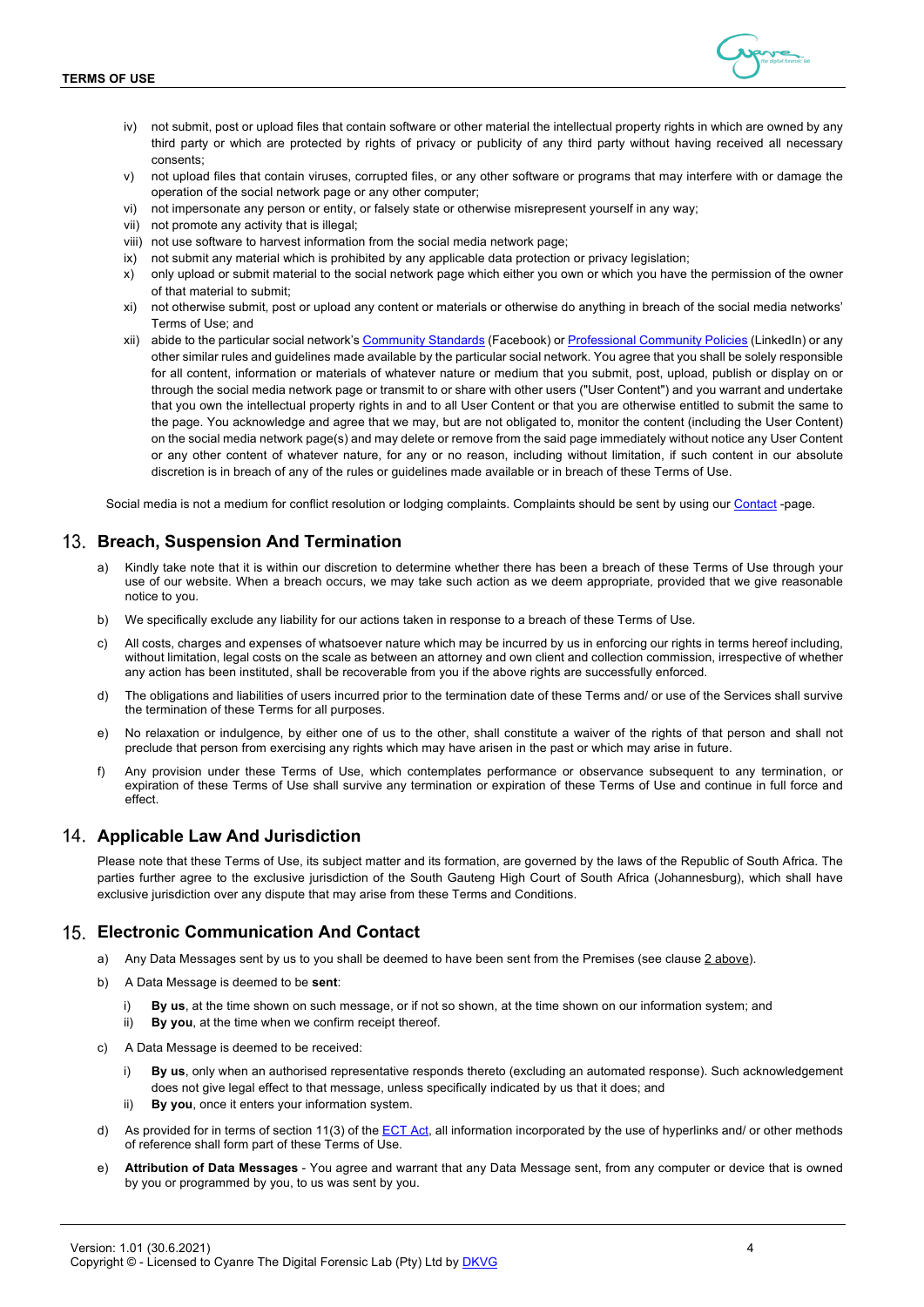iv) not submit, post or upload files that contain software or other material the intellectual property rights in which are owned by any third party or which are protected by rights of privacy or publicity of any third party without having received all necessary consents;

v) not upload files that contain viruses, corrupted files, or any other software or programs that may interfere with or damage the operation of the social network page or any other computer;

vi) not impersonate any person or entity, or falsely state or otherwise misrepresent yourself in any way;

vii) not promote any activity that is illegal;

viii) not use software to harvest information from the social media network page;

ix) not submit any material which is prohibited by any applicable data protection or privacy legislation;

x) only upload or submit material to the social network page which either you own or which you have the permission of the owner of that material to submit;

xi) not otherwise submit, post or upload any content or materials or otherwise do anything in breach of the social media networks' Terms of Use; and

xii) abide to the particular social network's Community Standards (Facebook) or Professional Community Policies (LinkedIn) or any other similar rules and guidelines made available by the particular social network. You agree that you shall be solely responsible for all content, information or materials of whatever nature or medium that you submit, post, upload, publish or display on or through the social media network page or transmit to or share with other users ("User Content") and you warrant and undertake that you own the intellectual property rights in and to all User Content or that you are otherwise entitled to submit the same to the page. You acknowledge and agree that we may, but are not obligated to, monitor the content (including the User Content) on the social media network page(s) and may delete or remove from the said page immediately without notice any User Content or any other content of whatever nature, for any or no reason, including without limitation, if such content in our absolute discretion is in breach of any of the rules or guidelines made available or in breach of these Terms of Use.

Social media is not a medium for conflict resolution or lodging complaints. Complaints should be sent by using our Contact -page.

## 13. Breach, Suspension And Termination

a) Kindly take note that it is within our discretion to determine whether there has been a breach of these Terms of Use through your use of our website. When a breach occurs, we may take such action as we deem appropriate, provided that we give reasonable notice to you.

b) We specifically exclude any liability for our actions taken in response to a breach of these Terms of Use.

c) All costs, charges and expenses of whatsoever nature which may be incurred by us in enforcing our rights in terms hereof including, without limitation, legal costs on the scale as between an attorney and own client and collection commission, irrespective of whether any action has been instituted, shall be recoverable from you if the above rights are successfully enforced.

d) The obligations and liabilities of users incurred prior to the termination date of these Terms and/ or use of the Services shall survive the termination of these Terms for all purposes.

e) No relaxation or indulgence, by either one of us to the other, shall constitute a waiver of the rights of that person and shall not preclude that person from exercising any rights which may have arisen in the past or which may arise in future.

f) Any provision under these Terms of Use, which contemplates performance or observance subsequent to any termination, or expiration of these Terms of Use shall survive any termination or expiration of these Terms of Use and continue in full force and effect.

## 14. Applicable Law And Jurisdiction

Please note that these Terms of Use, its subject matter and its formation, are governed by the laws of the Republic of South Africa. The parties further agree to the exclusive jurisdiction of the South Gauteng High Court of South Africa (Johannesburg), which shall have exclusive jurisdiction over any dispute that may arise from these Terms and Conditions.

## 15. Electronic Communication And Contact

a) Any Data Messages sent by us to you shall be deemed to have been sent from the Premises (see clause 2 above).

b) A Data Message is deemed to be **sent**:

   i) **By us**, at the time shown on such message, or if not so shown, at the time shown on our information system; and
   
   ii) **By you**, at the time when we confirm receipt thereof.

c) A Data Message is deemed to be received:

   i) **By us**, only when an authorised representative responds thereto (excluding an automated response). Such acknowledgement does not give legal effect to that message, unless specifically indicated by us that it does; and
   
   ii) **By you**, once it enters your information system.

d) As provided for in terms of section 11(3) of the ECT Act, all information incorporated by the use of hyperlinks and/ or other methods of reference shall form part of these Terms of Use.

e) **Attribution of Data Messages** - You agree and warrant that any Data Message sent, from any computer or device that is owned by you or programmed by you, to us was sent by you.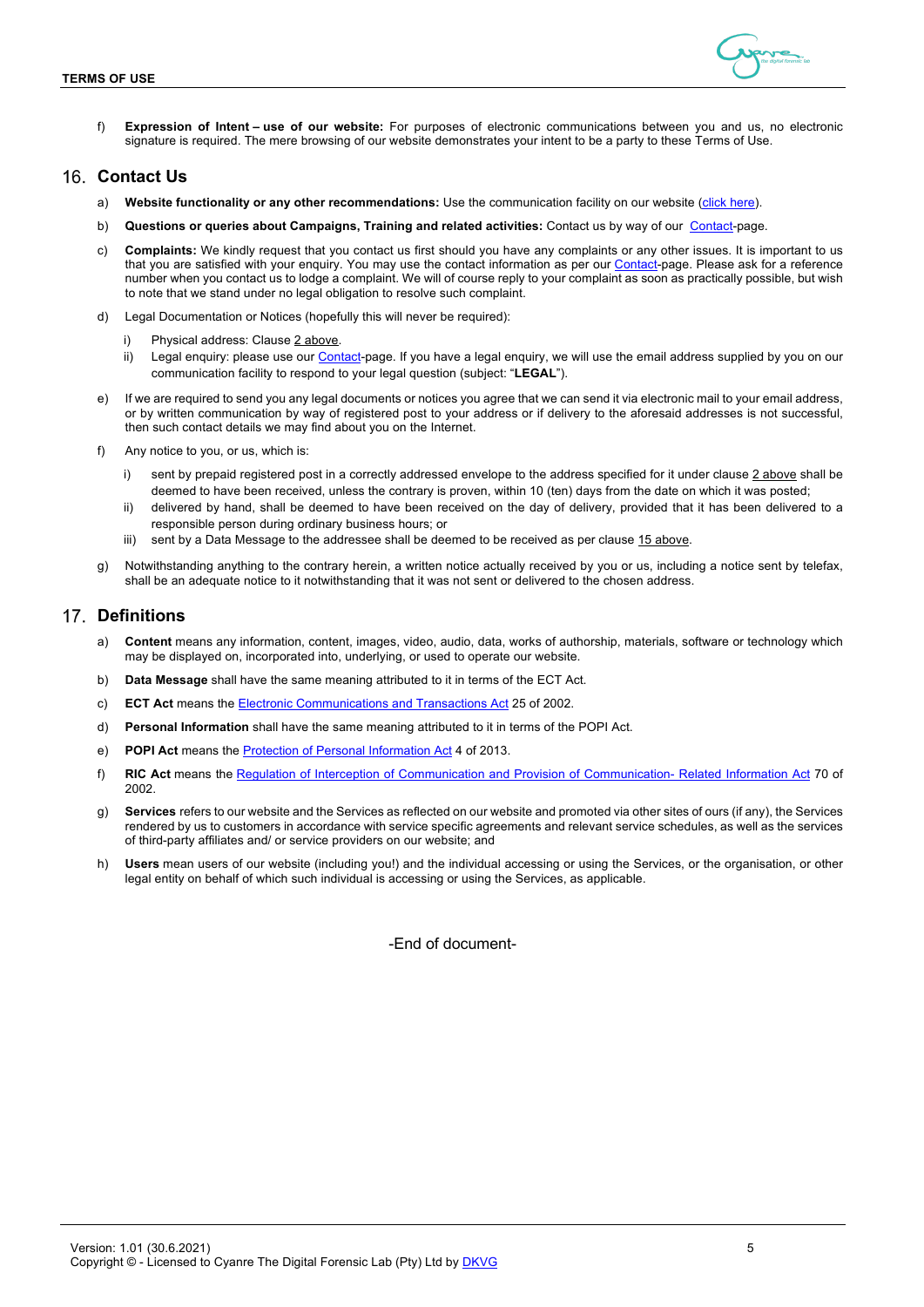f) **Expression of Intent – use of our website:** For purposes of electronic communications between you and us, no electronic signature is required. The mere browsing of our website demonstrates your intent to be a party to these Terms of Use.

## 16. Contact Us

a) **Website functionality or any other recommendations:** Use the communication facility on our website (click here).

b) **Questions or queries about Campaigns, Training and related activities:** Contact us by way of our Contact-page.

c) **Complaints:** We kindly request that you contact us first should you have any complaints or any other issues. It is important to us that you are satisfied with your enquiry. You may use the contact information as per our Contact-page. Please ask for a reference number when you contact us to lodge a complaint. We will of course reply to your complaint as soon as practically possible, but wish to note that we stand under no legal obligation to resolve such complaint.

d) Legal Documentation or Notices (hopefully this will never be required):

   i) Physical address: Clause 2 above.

   ii) Legal enquiry: please use our Contact-page. If you have a legal enquiry, we will use the email address supplied by you on our communication facility to respond to your legal question (subject: "**LEGAL**").

e) If we are required to send you any legal documents or notices you agree that we can send it via electronic mail to your email address, or by written communication by way of registered post to your address or if delivery to the aforesaid addresses is not successful, then such contact details we may find about you on the Internet.

f) Any notice to you, or us, which is:

   i) sent by prepaid registered post in a correctly addressed envelope to the address specified for it under clause 2 above shall be deemed to have been received, unless the contrary is proven, within 10 (ten) days from the date on which it was posted;

   ii) delivered by hand, shall be deemed to have been received on the day of delivery, provided that it has been delivered to a responsible person during ordinary business hours; or

   iii) sent by a Data Message to the addressee shall be deemed to be received as per clause 15 above.

g) Notwithstanding anything to the contrary herein, a written notice actually received by you or us, including a notice sent by telefax, shall be an adequate notice to it notwithstanding that it was not sent or delivered to the chosen address.

## 17. Definitions

a) **Content** means any information, content, images, video, audio, data, works of authorship, materials, software or technology which may be displayed on, incorporated into, underlying, or used to operate our website.

b) **Data Message** shall have the same meaning attributed to it in terms of the ECT Act.

c) **ECT Act** means the Electronic Communications and Transactions Act 25 of 2002.

d) **Personal Information** shall have the same meaning attributed to it in terms of the POPI Act.

e) **POPI Act** means the Protection of Personal Information Act 4 of 2013.

f) **RIC Act** means the Regulation of Interception of Communication and Provision of Communication- Related Information Act 70 of 2002.

g) **Services** refers to our website and the Services as reflected on our website and promoted via other sites of ours (if any), the Services rendered by us to customers in accordance with service specific agreements and relevant service schedules, as well as the services of third-party affiliates and/ or service providers on our website; and

h) **Users** mean users of our website (including you!) and the individual accessing or using the Services, or the organisation, or other legal entity on behalf of which such individual is accessing or using the Services, as applicable.

-End of document-